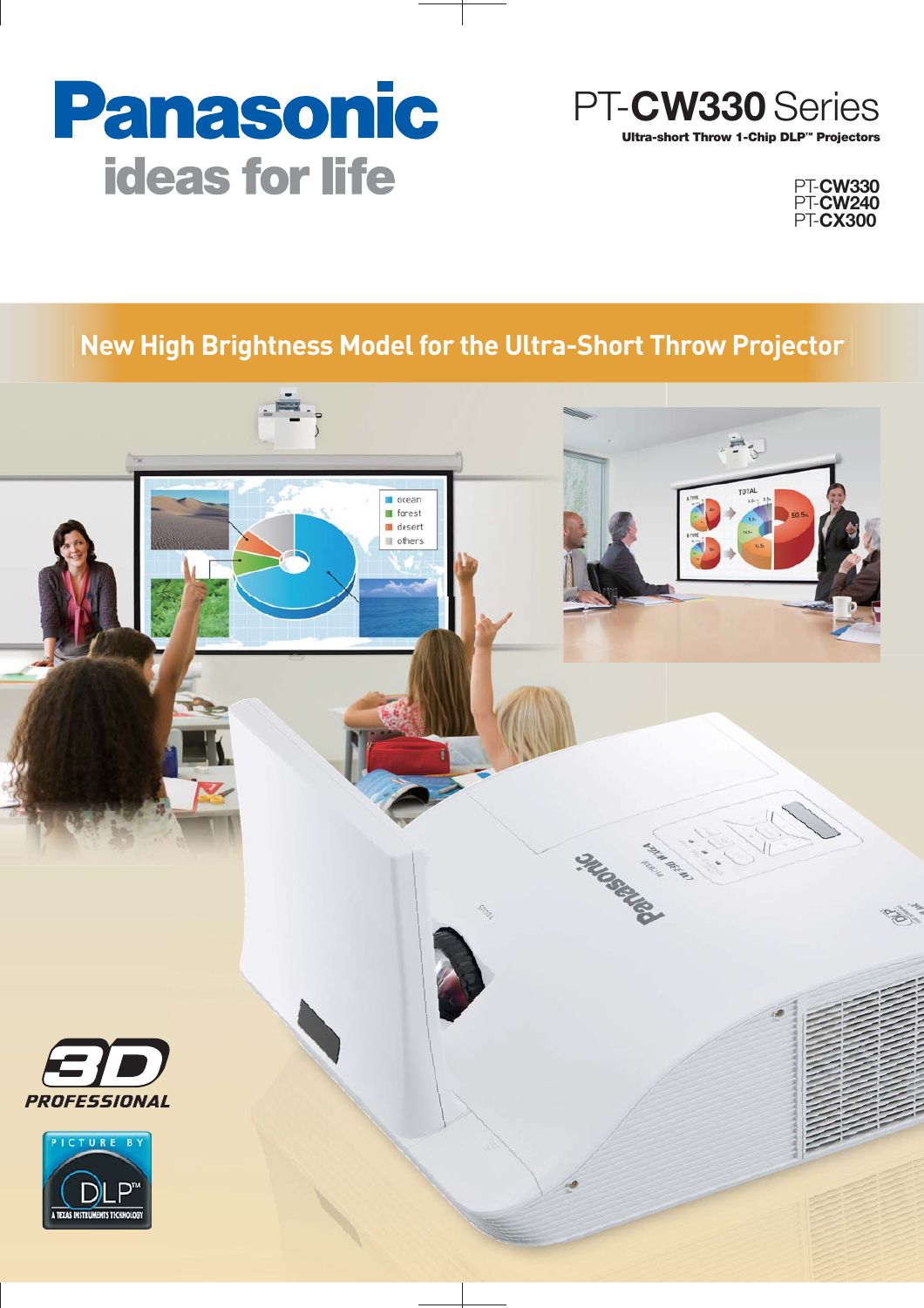# Panasonic

ideas for life

## PT-CW330 Series

**Ultra-short Throw 1-Chip DLP™ Projectors**

PT-**CW330**
PT-**CW240**
PT-**CX300**

## New High Brightness Model for the Ultra-Short Throw Projector

3D PROFESSIONAL

PICTURE BY DLP™ A TEXAS INSTRUMENTS TECHNOLOGY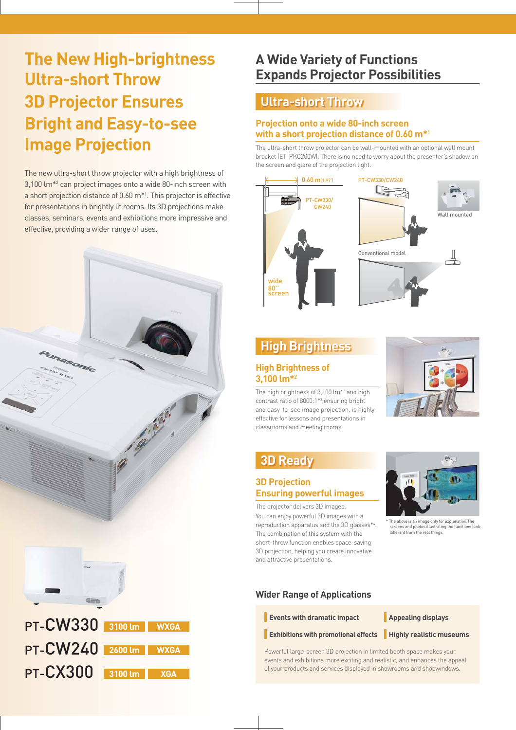# The New High-brightness Ultra-short Throw 3D Projector Ensures Bright and Easy-to-see Image Projection

The new ultra-short throw projector with a high brightness of 3,100 lm*2 can project images onto a wide 80-inch screen with a short projection distance of 0.60 m*1. This projector is effective for presentations in brightly lit rooms. Its 3D projections make classes, seminars, events and exhibitions more impressive and effective, providing a wider range of uses.

| Model | Brightness | Resolution |
|---|---|---|
| PT-CW330 | 3100 lm | WXGA |
| PT-CW240 | 2600 lm | WXGA |
| PT-CX300 | 3100 lm | XGA |

## A Wide Variety of Functions Expands Projector Possibilities

### Ultra-short Throw

#### Projection onto a wide 80-inch screen with a short projection distance of 0.60 m*1

The ultra-short throw projector can be wall-mounted with an optional wall mount bracket (ET-PKC200W). There is no need to worry about the presenter's shadow on the screen and glare of the projection light.

0.60 m (1.97')

PT-CW330/CW240

wide 80" screen

PT-CW330/CW240

Wall mounted

Conventional model

### High Brightness

#### High Brightness of 3,100 lm*2

The high brightness of 3,100 lm*2 and high contrast ratio of 8000:1*3, ensuring bright and easy-to-see image projection, is highly effective for lessons and presentations in classrooms and meeting rooms.

### 3D Ready

#### 3D Projection Ensuring powerful images

The projector delivers 3D images.
You can enjoy powerful 3D images with a reproduction apparatus and the 3D glasses*4. The combination of this system with the short-throw function enables space-saving 3D projection, helping you create innovative and attractive presentations.

* The above is an image only for explanation. The screens and photos illustrating the functions look different from the real things.

### Wider Range of Applications

- Events with dramatic impact
- Appealing displays
- Exhibitions with promotional effects
- Highly realistic museums

Powerful large-screen 3D projection in limited booth space makes your events and exhibitions more exciting and realistic, and enhances the appeal of your products and services displayed in showrooms and shopwindows.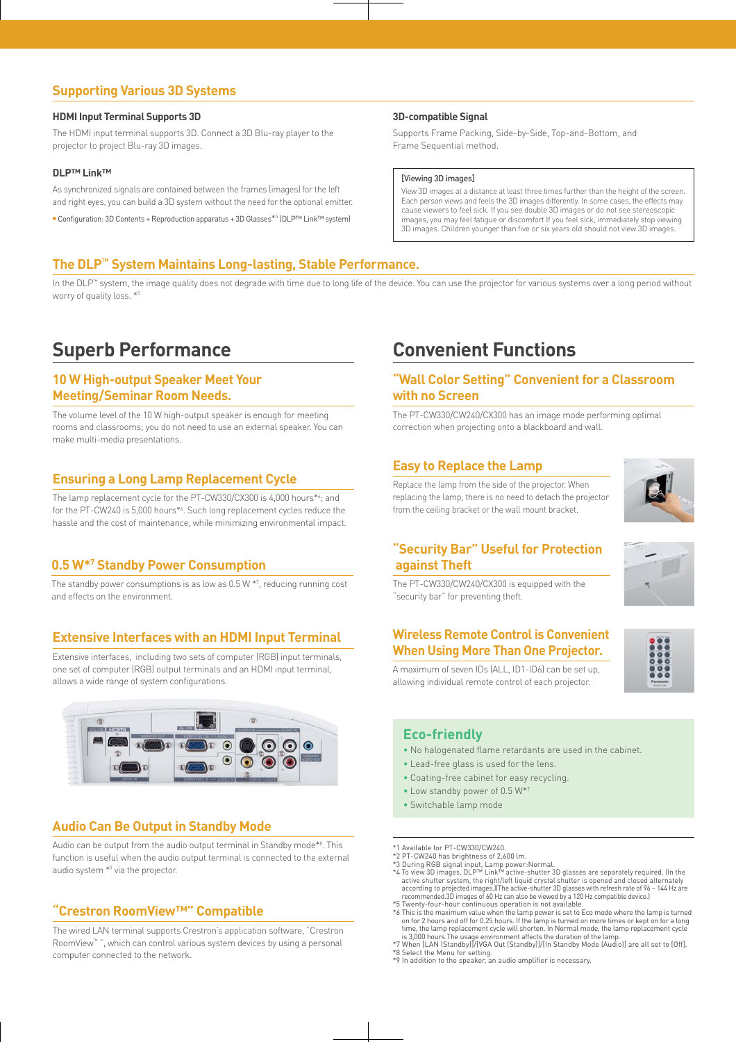## Supporting Various 3D Systems

### HDMI Input Terminal Supports 3D

The HDMI input terminal supports 3D. Connect a 3D Blu-ray player to the projector to project Blu-ray 3D images.

### DLP™ Link™

As synchronized signals are contained between the frames (images) for the left and right eyes, you can build a 3D system without the need for the optional emitter.

• Configuration: 3D Contents + Reproduction apparatus + 3D Glasses*[4] (DLP™ Link™ system)

### 3D-compatible Signal

Supports Frame Packing, Side-by-Side, Top-and-Bottom, and Frame Sequential method.

> [Viewing 3D images]
> View 3D images at a distance at least three times further than the height of the screen. Each person views and feels the 3D images differently. In some cases, the effects may cause viewers to feel sick. If you see double 3D images or do not see stereoscopic images, you may feel fatigue or discomfort If you feel sick, immediately stop viewing 3D images. Children younger than five or six years old should not view 3D images.

## The DLP™ System Maintains Long-lasting, Stable Performance.

In the DLP™ system, the image quality does not degrade with time due to long life of the device. You can use the projector for various systems over a long period without worry of quality loss. *[5]

# Superb Performance

## 10 W High-output Speaker Meet Your Meeting/Seminar Room Needs.

The volume level of the 10 W high-output speaker is enough for meeting rooms and classrooms; you do not need to use an external speaker. You can make multi-media presentations.

## Ensuring a Long Lamp Replacement Cycle

The lamp replacement cycle for the PT-CW330/CX300 is 4,000 hours*[6]; and for the PT-CW240 is 5,000 hours*[6]. Such long replacement cycles reduce the hassle and the cost of maintenance, while minimizing environmental impact.

## 0.5 W*[7] Standby Power Consumption

The standby power consumptions is as low as 0.5 W *[7], reducing running cost and effects on the environment.

## Extensive Interfaces with an HDMI Input Terminal

Extensive interfaces, including two sets of computer (RGB) input terminals, one set of computer (RGB) output terminals and an HDMI input terminal, allows a wide range of system configurations.

## Audio Can Be Output in Standby Mode

Audio can be output from the audio output terminal in Standby mode*[8]. This function is useful when the audio output terminal is connected to the external audio system *[9] via the projector.

## "Crestron RoomView™" Compatible

The wired LAN terminal supports Crestron's application software, "Crestron RoomView™ ", which can control various system devices by using a personal computer connected to the network.

# Convenient Functions

## "Wall Color Setting" Convenient for a Classroom with no Screen

The PT-CW330/CW240/CX300 has an image mode performing optimal correction when projecting onto a blackboard and wall.

## Easy to Replace the Lamp

Replace the lamp from the side of the projector. When replacing the lamp, there is no need to detach the projector from the ceiling bracket or the wall mount bracket.

## "Security Bar" Useful for Protection against Theft

The PT-CW330/CW240/CX300 is equipped with the "security bar" for preventing theft.

## Wireless Remote Control is Convenient When Using More Than One Projector.

A maximum of seven IDs (ALL, ID1-ID6) can be set up, allowing individual remote control of each projector.

## Eco-friendly

- No halogenated flame retardants are used in the cabinet.
- Lead-free glass is used for the lens.
- Coating-free cabinet for easy recycling.
- Low standby power of 0.5 W*[7]
- Switchable lamp mode

*1 Available for PT-CW330/CW240.
*2 PT-CW240 has brightness of 2,600 lm.
*3 During RGB signal input, Lamp power:Normal.
*4 To view 3D images, DLP™ Link™ active-shutter 3D glasses are separately required. (In the active shutter system, the right/left liquid crystal shutter is opened and closed alternately according to projected images.)(The active-shutter 3D glasses with refresh rate of 96 – 144 Hz are recommended.3D images of 60 Hz can also be viewed by a 120 Hz compatible device.)
*5 Twenty-four-hour continuous operation is not available.
*6 This is the maximum value when the lamp power is set to Eco mode where the lamp is turned on for 2 hours and off for 0.25 hours. If the lamp is turned on more times or kept on for a long time, the lamp replacement cycle will shorten. In Normal mode, the lamp replacement cycle is 3,000 hours.The usage environment affects the duration of the lamp.
*7 When [LAN (Standby)]/[VGA Out (Standby)]/[In Standby Mode (Audio)] are all set to [Off].
*8 Select the Menu for setting.
*9 In addition to the speaker, an audio amplifier is necessary.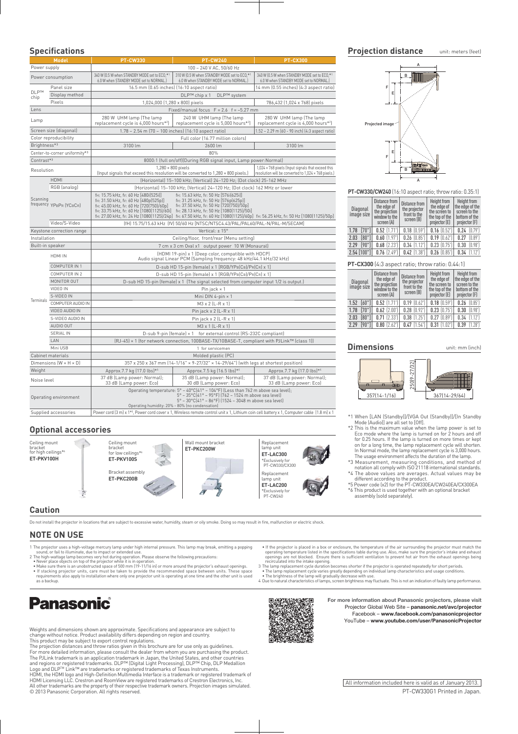## Specifications

| Model | | PT-CW330 | PT-CW240 | PT-CX300 |
|---|---|---|---|---|
| Power supply | | 100 – 240 V AC, 50/60 Hz | | |
| Power consumption | | 340 W (0.5 W when STANDBY MODE set to ECO,*1 6.0 W when STANDBY MODE set to NORMAL) | 310 W (0.5 W when STANDBY MODE set to ECO,*1 6.0 W when STANDBY MODE set to NORMAL) | 340 W (0.5 W when STANDBY MODE set to ECO,*1 6.0 W when STANDBY MODE set to NORMAL) |
| DLP™ chip | Panel size | 16.5 mm (0.65 inches) (16:10 aspect ratio) | | 14 mm (0.55 inches) (4:3 aspect ratio) |
| | Display method | DLP™ chip x 1 DLP™ system | | |
| | Pixels | 1,024,000 (1,280 x 800) pixels | | 786,432 (1,024 x 768) pixels |
| Lens | | Fixed/manual focus F = 2.6 f = –5.27 mm | | |
| Lamp | | 280 W UHM lamp (The lamp replacement cycle is 4,000 hours*2) | 240 W UHM lamp (The lamp replacement cycle is 5,000 hours*2) | 280 W UHM lamp (The lamp replacement cycle is 4,000 hours*2) |
| Screen size (diagonal) | | 1.78 – 2.54 m (70 – 100 inches) (16:10 aspect ratio) | | 1.52 – 2.29 m (60 - 90 inch) (4:3 aspect ratio) |
| Color reproducibility | | Full color (16.77 million colors) | | |
| Brightness*3 | | 3100 lm | 2600 lm | 3100 lm |
| Center-to-corner uniformity*3 | | 80% | | |
| Contrast*3 | | 8000:1 (full on/off)(During RGB signal input, Lamp power:Normal) | | |
| Resolution | | 1,280 × 800 pixels (Input signals that exceed this resolution will be converted to 1,280 × 800 pixels.) | | 1,024 × 768 pixels (Input signals that exceed this resolution will be converted to 1,024 × 768 pixels.) |
| Scanning frequency | HDMI | (Horizontal) 15–100 kHz; (Vertical) 24–120 Hz; (Dot clock) 25–162 MHz | | |
| | RGB (analog) | (Horizontal) 15–100 kHz; (Vertical) 24–120 Hz; (Dot clock) 162 MHz or lower | | |
| | YPBPR (YCBCR) | fH: 15.75 kHz, fV: 60 Hz [480i(525i)] fH: 31.50 kHz, fV: 60 Hz [480p(525p)] fH: 45.00 kHz, fV: 60 Hz [720(750)/60p] fH: 33.75 kHz, fV: 60 Hz [1080(1125)/60i] fH: 27.00 kHz, fV: 24 Hz [1080(1125)/24p] fH: 15.63 kHz, fV: 50 Hz [576i(625i)] fH: 31.25 kHz, fV: 50 Hz [576p(625p)] fH: 37.50 kHz, fV: 50 Hz [720(750)/50p] fH: 28.13 kHz, fV: 50 Hz [1080(1125)/50i] fH: 67.50 kHz, fV: 60 Hz [1080(1125)/60p] fH: 56.25 kHz, fV: 50 Hz [1080(1125)/50p] | | |
| | Video/S-Video | (fH) 15.75/15.63 kHz (fV) 50/60 Hz [NTSC/NTSC4.43/PAL/PAL60/PAL-N/PAL-M/SECAM] | | |
| Keystone correction range | | Vertical: ± 15° | | |
| Installation | | Ceiling/floor, front/rear (Menu setting) | | |
| Built-in speaker | | 7 cm x 3 cm Oval x1 output power 10 W (Monaural) | | |
| Terminals | HDMI IN | (HDMI 19-pin) x 1 (Deep color, compatible with HDCP) Audio signal Linear PCM (Sampling frequency: 48 kHz/44.1 kHz/32 kHz) | | |
| | COMPUTER IN 1 | D-sub HD 15-pin (female) x 1 [RGB/YPBPR/YCBCR] x 1] | | |
| | COMPUTER IN 2 | D-sub HD 15-pin (female) x 1 [RGB/YPBPR/YCBCR] x 1] | | |
| | MONITOR OUT | D-sub HD 15-pin (female) x 1 (The signal selected from computer input 1/2 is output.) | | |
| | VIDEO IN | Pin jack × 1 | | |
| | S-VIDEO IN | Mini DIN 4-pin × 1 | | |
| | COMPUTER AUDIO IN | M3 x 2 (L-R x 1) | | |
| | VIDEO AUDIO IN | Pin jack x 2 (L-R x 1) | | |
| | S-VIDEO AUDIO IN | Pin jack x 2 (L-R x 1) | | |
| | AUDIO OUT | M3 x 1 (L-R x 1) | | |
| | SERIAL IN | D-sub 9-pin (female) × 1 for external control (RS-232C compliant) | | |
| | LAN | (RJ-45) × 1 (for network connection, 100BASE-TX/10BASE-T, compliant with PJLink™ (class 1)) | | |
| | Mini USB | 1 for servicemen | | |
| Cabinet materials | | Molded plastic (PC) | | |
| Dimensions (W × H × D) | | 357 x 250 x 367 mm (14-1/16" × 9-27/32" × 14-29/64") (with legs at shortest position) | | |
| Weight | | Approx.7.7 kg (17.0 lbs)*4 | Approx.7.5 kg (16.5 lbs)*4 | Approx.7.7 kg (17.0 lbs)*4 |
| Noise level | | 37 dB (Lamp power: Normal); 33 dB (Lamp power: Eco) | 35 dB (Lamp power: Normal); 30 dB (Lamp power: Eco) | 37 dB (Lamp power: Normal); 33 dB (Lamp power: Eco) |
| Operating environment | | Operating temperature: 5° – 40°C(41° – 104°F) (Less than 762 m above sea level); 5° – 35°C(41° – 95°F) (762 – 1524 m above sea level) 5° – 30°C(41° – 86°F) (1524 – 3048 m above sea level) Operating humidity: 20% - 80% (no condensation) | | |
| Supplied accessories | | Power cord (3 m) x 1*5, Power cord cover x 1, Wireless remote control unit x 1, Lithium coin cell battery x 1, Computer cable (1.8 m) x 1 | | |

## Optional accessories

Ceiling mount bracket for high ceilings*6
**ET-PKV100H**

Ceiling mount bracket for low ceilings*6
**ET-PKV100S**

Bracket assembly
**ET-PKC200B**

Wall mount bracket
**ET-PKC200W**

Replacement lamp unit
**ET-LAC300**
*Exclusively for PT-CW330/CX300

Replacement lamp unit
**ET-LAC200**
*Exclusively for PT-CW240

## Projection distance

unit: meters (feet)

A
B
F
E
Projected image
E
F
B
A

**PT-CW330/CW240** (16:10 aspect ratio; throw ratio: 0.35:1)

| Diagonal image size | Distance from the edge of the projection window to the screen (A) | Distance from the projector front to the screen (B) | Height from the edge of the screen to the top of the projector (E) | Height from the edge of the screen to the bottom of the projector (F) |
|---|---|---|---|---|
| 1.78 (70") | 0.52 (1.71') | 0.18 (0.59') | 0.16 (0.52') | 0.24 (0.79') |
| 2.03 (80") | 0.60 (1.97') | 0.26 (0.85') | 0.19 (0.62') | 0.27 (0.89') |
| 2.29 (90") | 0.68 (2.23') | 0.34 (1.12') | 0.23 (0.75') | 0.30 (0.98') |
| 2.54 (100") | 0.76 (2.49') | 0.42 (1.38') | 0.26 (0.85') | 0.34 (1.12') |

**PT-CX300** (4:3 aspect ratio; throw ratio: 0.44:1)

| Diagonal image size | Distance from the edge of the projection window to the screen (A) | Distance from the projector front to the screen (B) | Height from the edge of the screen to the top of the projector (E) | Height from the edge of the screen to the bottom of the projector (F) |
|---|---|---|---|---|
| 1.52 (60") | 0.52 (1.71') | 0.19 (0.62') | 0.18 (0.59') | 0.26 (0.85') |
| 1.78 (70") | 0.62 (2.00') | 0.28 (0.92') | 0.23 (0.75') | 0.30 (0.98') |
| 2.03 (80") | 0.71 (2.33') | 0.38 (1.25') | 0.27 (0.89') | 0.34 (1.12') |
| 2.29 (90") | 0.80 (2.62') | 0.47 (1.54') | 0.31 (1.02') | 0.39 (1.28') |

## Dimensions

unit: mm (inch)

250(9-27/32)
357(14-1/16)
367(14-29/64)

*1 When [LAN (Standby)]/[VGA Out (Standby)]/[In Standby Mode (Audio)] are all set to [Off].
*2 This is the maximum value when the lamp power is set to Eco mode where the lamp is turned on for 2 hours and off for 0.25 hours. If the lamp is turned on more times or kept on for a long time, the lamp replacement cycle will shorten. In Normal mode, the lamp replacement cycle is 3,000 hours. The usage environment affects the duration of the lamp.
*3 Measurement, measuring conditions, and method of notation all comply with ISO 21118 international standards.
*4 The above values are averages. Actual values may be different according to the product.
*5 Power code (x2) for the PT-CW330EA/CW240EA/CX300EA
*6 This product is used together with an optional bracket assembly (sold separately).

## Caution

Do not install the projector in locations that are subject to excessive water, humidity, steam or oily smoke. Doing so may result in fire, malfunction or electric shock.

## NOTE ON USE

1 The projector uses a high-voltage mercury lamp under high internal pressure. This lamp may break, emitting a popping sound, or fail to illuminate, due to impact or extended use.
2 The high-wattage lamp becomes very hot during operation. Please observe the following precautions:
  • Never place objects on top of the projector while it is in operation.
  • Make sure there is an unobstructed space of 500 mm (19-11/16 in) or more around the projector's exhaust openings.
  • If stacking projector units, care must be taken to provide the recommended space between units. These space requirements also apply to installation where only one projector unit is operating at one time and the other unit is used as a backup.
  • If the projector is placed in a box or enclosure, the temperature of the air surrounding the projector must match the operating temperature listed in the specifications table during use. Also, make sure the projector's intake and exhaust openings are not blocked. Ensure there is sufficient ventilation to prevent hot air from the exhaust openings being recirculated into the intake opening.
3 The lamp replacement cycle duration becomes shorter if the projector is operated repeatedly for short periods.
  • The lamp replacement cycle varies greatly depending on individual lamp characteristics and usage conditions.
  • The brightness of the lamp will gradually decrease with use.
4 Due to natural characteristics of lamps, screen brightness may fluctuate. This is not an indication of faulty lamp performance.

**Panasonic**

Weights and dimensions shown are approximate. Specifications and appearance are subject to change without notice. Product availability differs depending on region and country.
This product may be subject to export control regulations.
The projection distances and throw ratios given in this brochure are for use only as guidelines.
For more detailed information, please consult the dealer from whom you are purchasing the product.
The PJLink trademark is an application trademark in Japan, the United States, and other countries and regions or registered trademarks. DLP™ (Digital Light Processing), DLP™ Chip, DLP Medallion Logo and DLP™ Link™ are trademarks or registered trademarks of Texas Instruments.
HDMI, the HDMI logo and High-Definition Multimedia Interface is a trademark or registered trademark of HDMI Licensing LLC. Crestron and RoomView are registered trademarks of Crestron Electronics, Inc.
All other trademarks are the property of their respective trademark owners. Projection images simulated.
© 2013 Panasonic Corporation. All rights reserved.

**For more information about Panasonic projectors, please visit**
Projector Global Web Site – **panasonic.net/avc/projector**
Facebook – **www.facebook.com/panasonicprojector**
YouTube – **www.youtube.com/user/PanasonicProjector**

All information included here is valid as of January 2013.
PT-CW330G1 Printed in Japan.